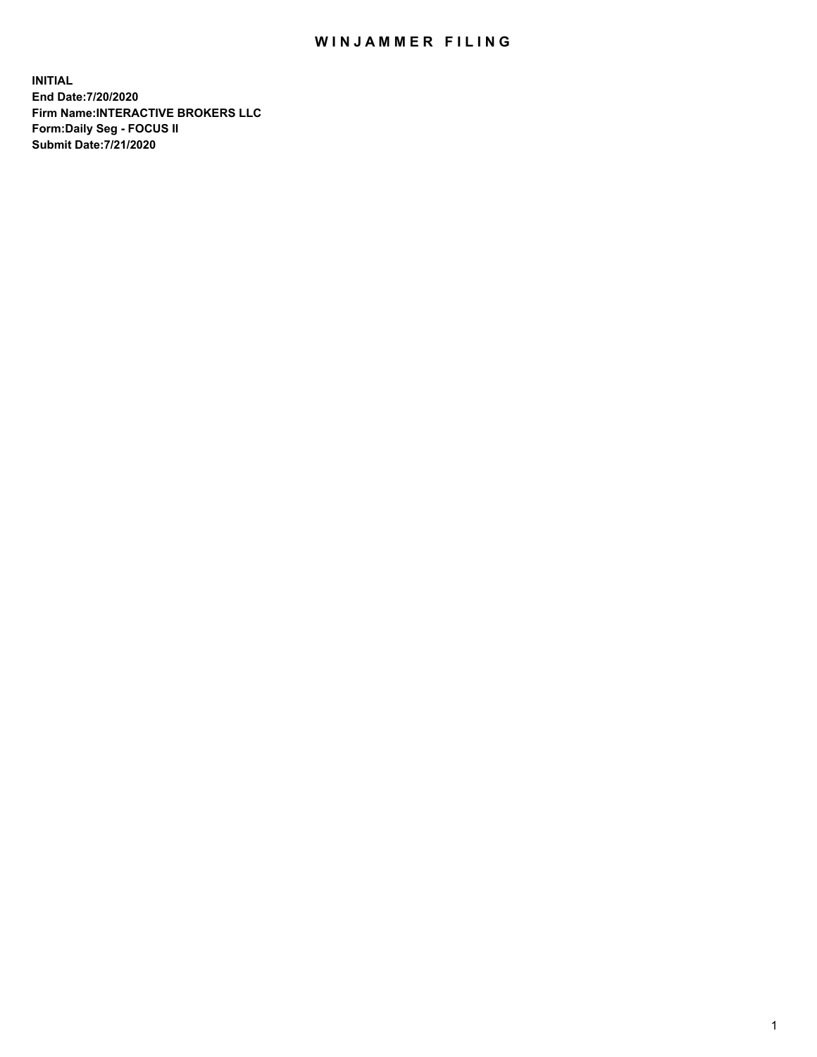# WINJAMMER FILING

**INITIAL**
**End Date:7/20/2020**
**Firm Name:INTERACTIVE BROKERS LLC**
**Form:Daily Seg - FOCUS II**
**Submit Date:7/21/2020**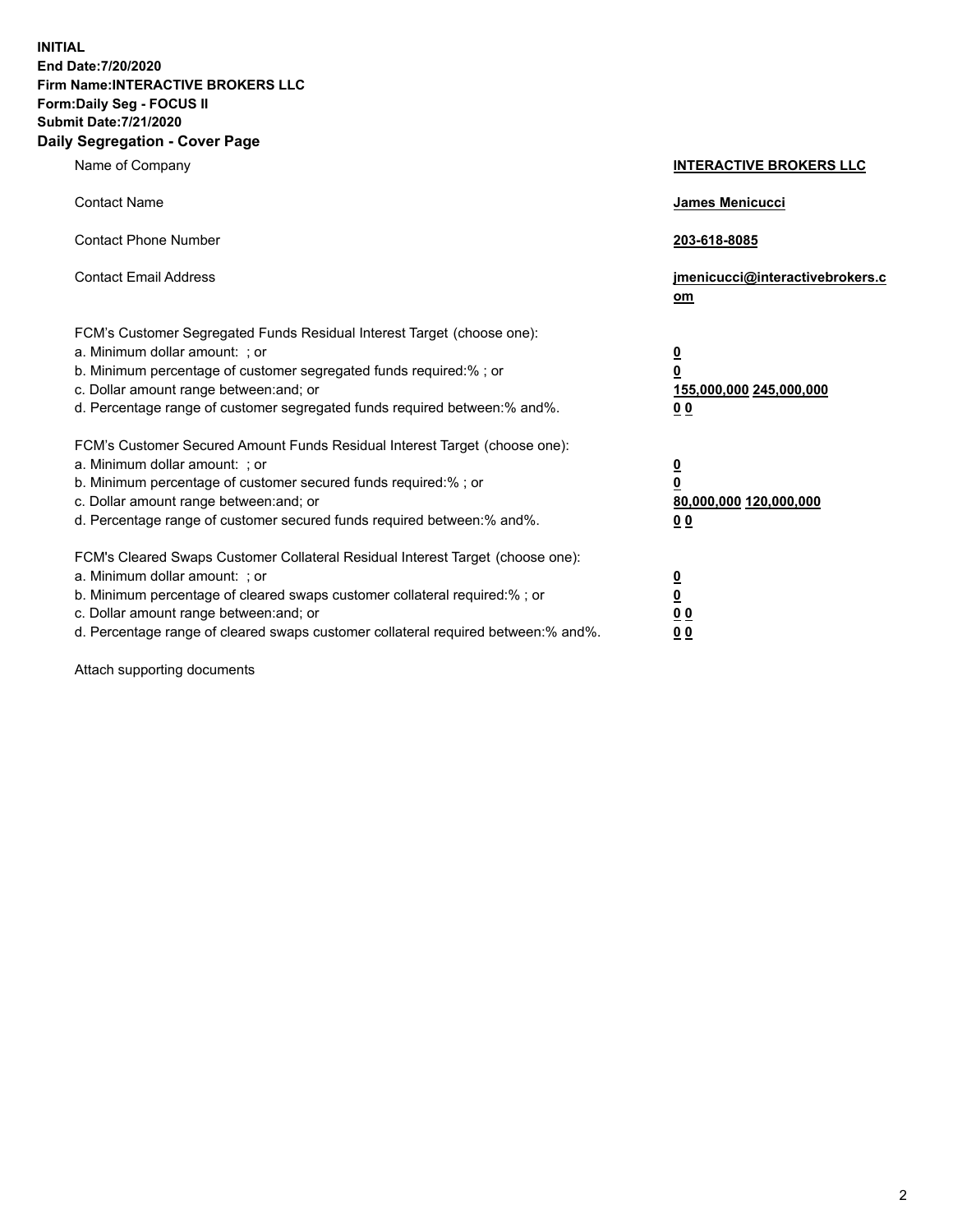**INITIAL**
**End Date:7/20/2020**
**Firm Name:INTERACTIVE BROKERS LLC**
**Form:Daily Seg - FOCUS II**
**Submit Date:7/21/2020**

## Daily Segregation - Cover Page

| | |
|---|---|
| Name of Company | **INTERACTIVE BROKERS LLC** |
| Contact Name | **James Menicucci** |
| Contact Phone Number | **203-618-8085** |
| Contact Email Address | **jmenicucci@interactivebrokers.com** |
| FCM's Customer Segregated Funds Residual Interest Target (choose one): | |
| a. Minimum dollar amount: ; or | **0** |
| b. Minimum percentage of customer segregated funds required:% ; or | **0** |
| c. Dollar amount range between:and; or | **155,000,000 245,000,000** |
| d. Percentage range of customer segregated funds required between:% and%. | **0 0** |
| FCM's Customer Secured Amount Funds Residual Interest Target (choose one): | |
| a. Minimum dollar amount: ; or | **0** |
| b. Minimum percentage of customer secured funds required:% ; or | **0** |
| c. Dollar amount range between:and; or | **80,000,000 120,000,000** |
| d. Percentage range of customer secured funds required between:% and%. | **0 0** |
| FCM's Cleared Swaps Customer Collateral Residual Interest Target (choose one): | |
| a. Minimum dollar amount: ; or | **0** |
| b. Minimum percentage of cleared swaps customer collateral required:% ; or | **0** |
| c. Dollar amount range between:and; or | **0 0** |
| d. Percentage range of cleared swaps customer collateral required between:% and%. | **0 0** |

Attach supporting documents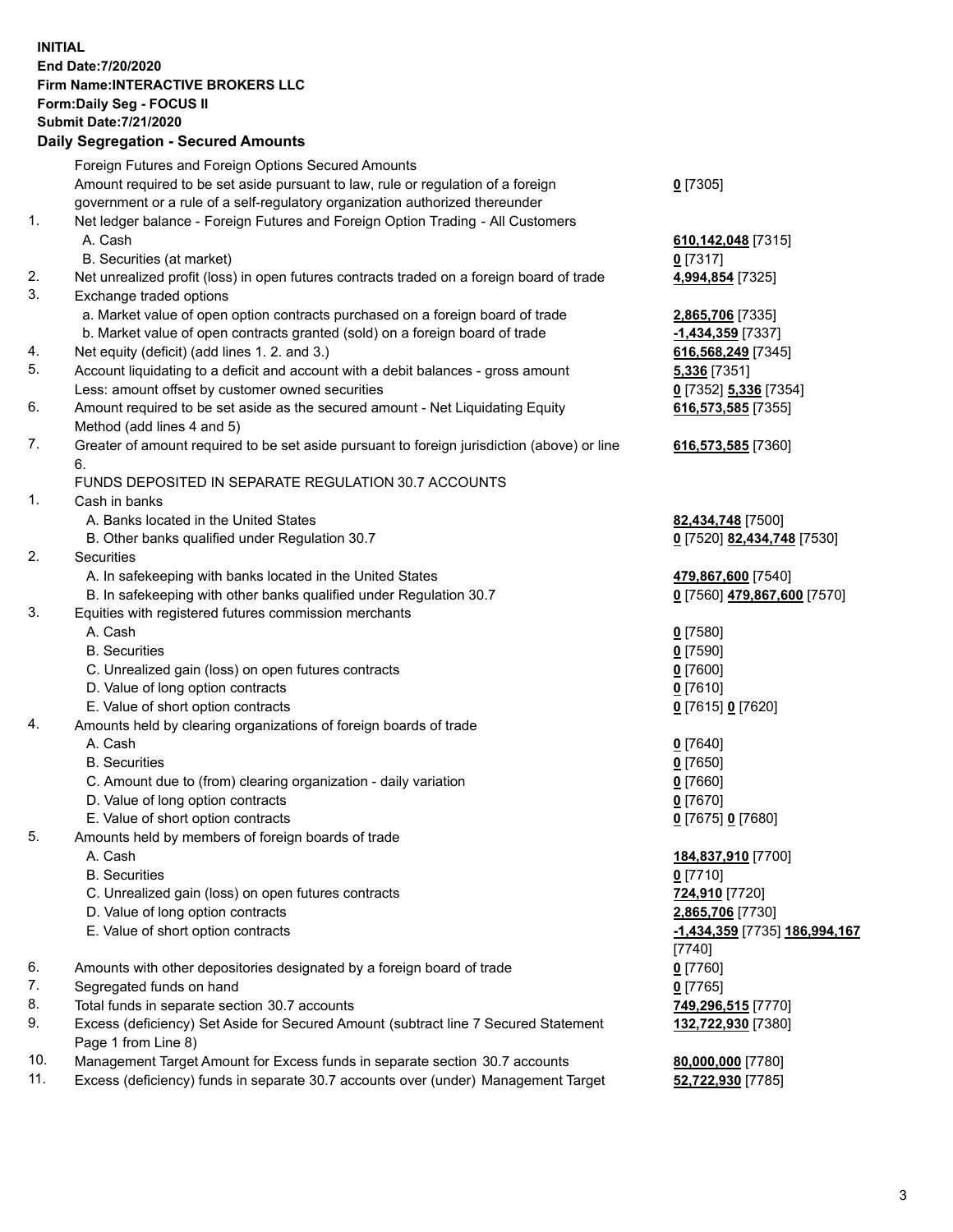**INITIAL**
**End Date:7/20/2020**
**Firm Name:INTERACTIVE BROKERS LLC**
**Form:Daily Seg - FOCUS II**
**Submit Date:7/21/2020**

**Daily Segregation - Secured Amounts**

| | | |
|---|---|---|
| | Foreign Futures and Foreign Options Secured Amounts | |
| | Amount required to be set aside pursuant to law, rule or regulation of a foreign government or a rule of a self-regulatory organization authorized thereunder | **0** [7305] |
| 1. | Net ledger balance - Foreign Futures and Foreign Option Trading - All Customers | |
| | A. Cash | **610,142,048** [7315] |
| | B. Securities (at market) | **0** [7317] |
| 2. | Net unrealized profit (loss) in open futures contracts traded on a foreign board of trade | **4,994,854** [7325] |
| 3. | Exchange traded options | |
| | a. Market value of open option contracts purchased on a foreign board of trade | **2,865,706** [7335] |
| | b. Market value of open contracts granted (sold) on a foreign board of trade | **-1,434,359** [7337] |
| 4. | Net equity (deficit) (add lines 1. 2. and 3.) | **616,568,249** [7345] |
| 5. | Account liquidating to a deficit and account with a debit balances - gross amount | **5,336** [7351] |
| | Less: amount offset by customer owned securities | **0** [7352] **5,336** [7354] |
| 6. | Amount required to be set aside as the secured amount - Net Liquidating Equity Method (add lines 4 and 5) | **616,573,585** [7355] |
| 7. | Greater of amount required to be set aside pursuant to foreign jurisdiction (above) or line 6. | **616,573,585** [7360] |
| | FUNDS DEPOSITED IN SEPARATE REGULATION 30.7 ACCOUNTS | |
| 1. | Cash in banks | |
| | A. Banks located in the United States | **82,434,748** [7500] |
| | B. Other banks qualified under Regulation 30.7 | **0** [7520] **82,434,748** [7530] |
| 2. | Securities | |
| | A. In safekeeping with banks located in the United States | **479,867,600** [7540] |
| | B. In safekeeping with other banks qualified under Regulation 30.7 | **0** [7560] **479,867,600** [7570] |
| 3. | Equities with registered futures commission merchants | |
| | A. Cash | **0** [7580] |
| | B. Securities | **0** [7590] |
| | C. Unrealized gain (loss) on open futures contracts | **0** [7600] |
| | D. Value of long option contracts | **0** [7610] |
| | E. Value of short option contracts | **0** [7615] **0** [7620] |
| 4. | Amounts held by clearing organizations of foreign boards of trade | |
| | A. Cash | **0** [7640] |
| | B. Securities | **0** [7650] |
| | C. Amount due to (from) clearing organization - daily variation | **0** [7660] |
| | D. Value of long option contracts | **0** [7670] |
| | E. Value of short option contracts | **0** [7675] **0** [7680] |
| 5. | Amounts held by members of foreign boards of trade | |
| | A. Cash | **184,837,910** [7700] |
| | B. Securities | **0** [7710] |
| | C. Unrealized gain (loss) on open futures contracts | **724,910** [7720] |
| | D. Value of long option contracts | **2,865,706** [7730] |
| | E. Value of short option contracts | **-1,434,359** [7735] **186,994,167** [7740] |
| 6. | Amounts with other depositories designated by a foreign board of trade | **0** [7760] |
| 7. | Segregated funds on hand | **0** [7765] |
| 8. | Total funds in separate section 30.7 accounts | **749,296,515** [7770] |
| 9. | Excess (deficiency) Set Aside for Secured Amount (subtract line 7 Secured Statement Page 1 from Line 8) | **132,722,930** [7380] |
| 10. | Management Target Amount for Excess funds in separate section 30.7 accounts | **80,000,000** [7780] |
| 11. | Excess (deficiency) funds in separate 30.7 accounts over (under) Management Target | **52,722,930** [7785] |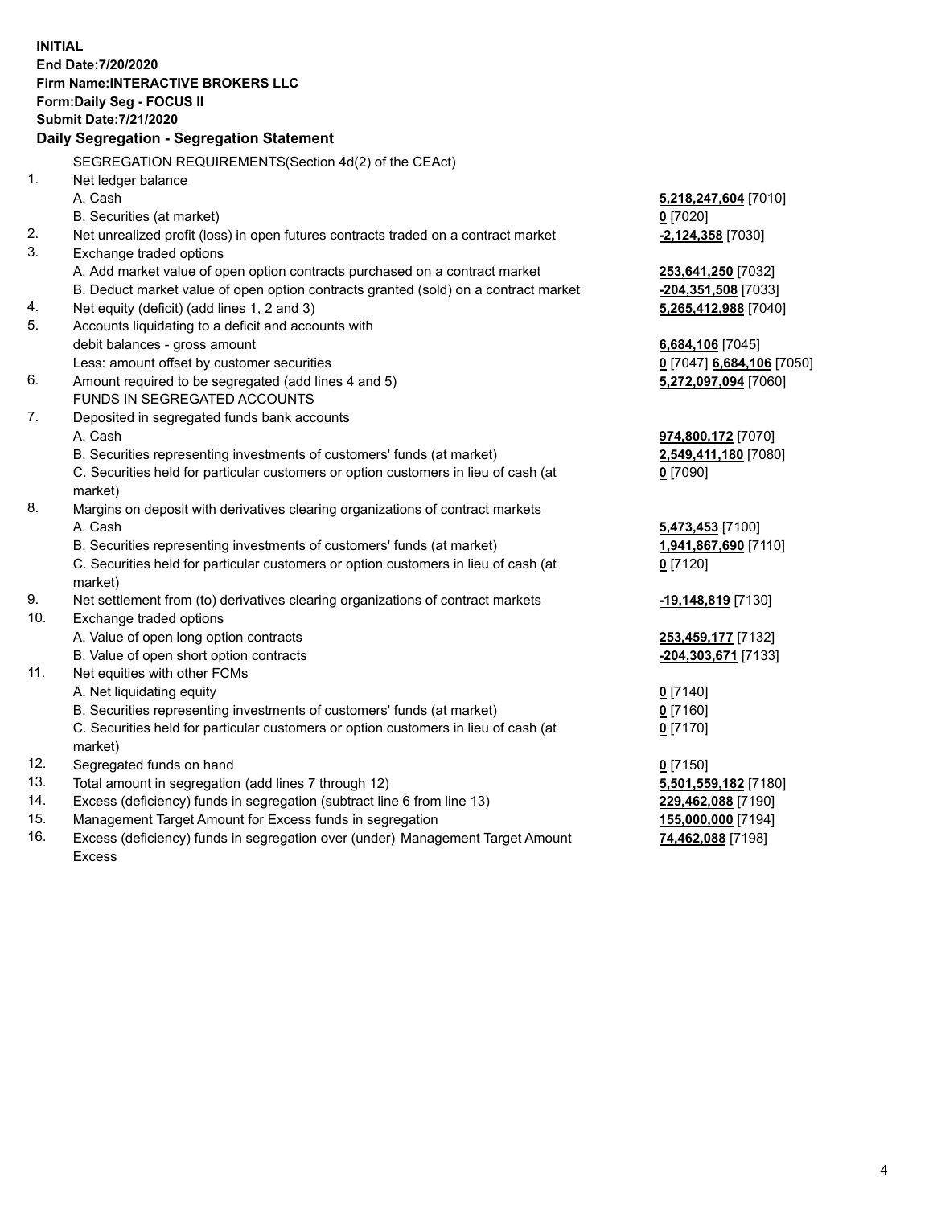**INITIAL**
**End Date:7/20/2020**
**Firm Name:INTERACTIVE BROKERS LLC**
**Form:Daily Seg - FOCUS II**
**Submit Date:7/21/2020**

**Daily Segregation - Segregation Statement**

SEGREGATION REQUIREMENTS(Section 4d(2) of the CEAct)

| | | |
|---|---|---|
| 1. | Net ledger balance | |
| | A. Cash | **5,218,247,604** [7010] |
| | B. Securities (at market) | **0** [7020] |
| 2. | Net unrealized profit (loss) in open futures contracts traded on a contract market | **-2,124,358** [7030] |
| 3. | Exchange traded options | |
| | A. Add market value of open option contracts purchased on a contract market | **253,641,250** [7032] |
| | B. Deduct market value of open option contracts granted (sold) on a contract market | **-204,351,508** [7033] |
| 4. | Net equity (deficit) (add lines 1, 2 and 3) | **5,265,412,988** [7040] |
| 5. | Accounts liquidating to a deficit and accounts with debit balances - gross amount | **6,684,106** [7045] |
| | Less: amount offset by customer securities | **0** [7047] **6,684,106** [7050] |
| 6. | Amount required to be segregated (add lines 4 and 5) | **5,272,097,094** [7060] |
| | FUNDS IN SEGREGATED ACCOUNTS | |
| 7. | Deposited in segregated funds bank accounts | |
| | A. Cash | **974,800,172** [7070] |
| | B. Securities representing investments of customers' funds (at market) | **2,549,411,180** [7080] |
| | C. Securities held for particular customers or option customers in lieu of cash (at market) | **0** [7090] |
| 8. | Margins on deposit with derivatives clearing organizations of contract markets | |
| | A. Cash | **5,473,453** [7100] |
| | B. Securities representing investments of customers' funds (at market) | **1,941,867,690** [7110] |
| | C. Securities held for particular customers or option customers in lieu of cash (at market) | **0** [7120] |
| 9. | Net settlement from (to) derivatives clearing organizations of contract markets | **-19,148,819** [7130] |
| 10. | Exchange traded options | |
| | A. Value of open long option contracts | **253,459,177** [7132] |
| | B. Value of open short option contracts | **-204,303,671** [7133] |
| 11. | Net equities with other FCMs | |
| | A. Net liquidating equity | **0** [7140] |
| | B. Securities representing investments of customers' funds (at market) | **0** [7160] |
| | C. Securities held for particular customers or option customers in lieu of cash (at market) | **0** [7170] |
| 12. | Segregated funds on hand | **0** [7150] |
| 13. | Total amount in segregation (add lines 7 through 12) | **5,501,559,182** [7180] |
| 14. | Excess (deficiency) funds in segregation (subtract line 6 from line 13) | **229,462,088** [7190] |
| 15. | Management Target Amount for Excess funds in segregation | **155,000,000** [7194] |
| 16. | Excess (deficiency) funds in segregation over (under) Management Target Amount Excess | **74,462,088** [7198] |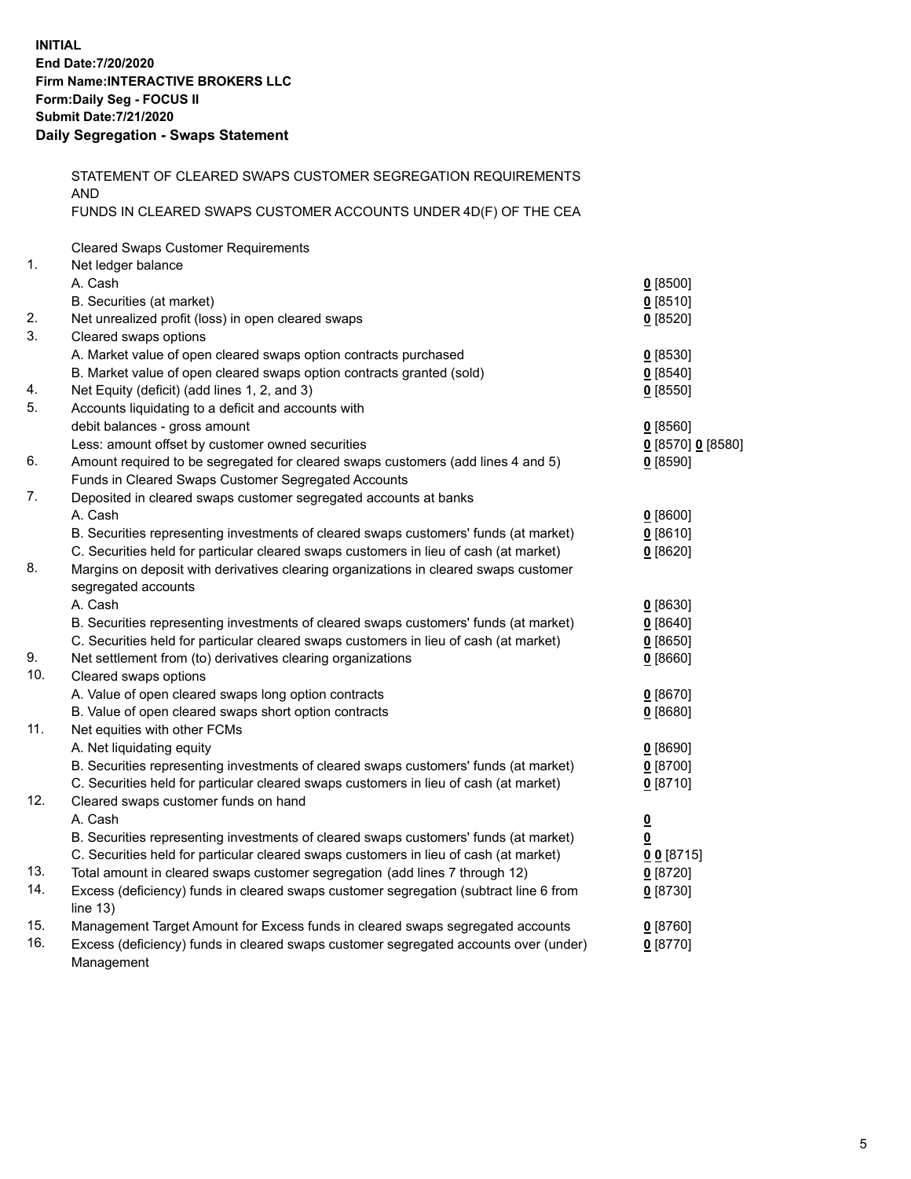**INITIAL**
**End Date:7/20/2020**
**Firm Name:INTERACTIVE BROKERS LLC**
**Form:Daily Seg - FOCUS II**
**Submit Date:7/21/2020**
**Daily Segregation - Swaps Statement**

STATEMENT OF CLEARED SWAPS CUSTOMER SEGREGATION REQUIREMENTS AND FUNDS IN CLEARED SWAPS CUSTOMER ACCOUNTS UNDER 4D(F) OF THE CEA

| | | |
|---|---|---|
| | Cleared Swaps Customer Requirements | |
| 1. | Net ledger balance | |
| | A. Cash | 0 [8500] |
| | B. Securities (at market) | 0 [8510] |
| 2. | Net unrealized profit (loss) in open cleared swaps | 0 [8520] |
| 3. | Cleared swaps options | |
| | A. Market value of open cleared swaps option contracts purchased | 0 [8530] |
| | B. Market value of open cleared swaps option contracts granted (sold) | 0 [8540] |
| 4. | Net Equity (deficit) (add lines 1, 2, and 3) | 0 [8550] |
| 5. | Accounts liquidating to a deficit and accounts with debit balances - gross amount | 0 [8560] |
| | Less: amount offset by customer owned securities | 0 [8570] 0 [8580] |
| 6. | Amount required to be segregated for cleared swaps customers (add lines 4 and 5) | 0 [8590] |
| | Funds in Cleared Swaps Customer Segregated Accounts | |
| 7. | Deposited in cleared swaps customer segregated accounts at banks | |
| | A. Cash | 0 [8600] |
| | B. Securities representing investments of cleared swaps customers' funds (at market) | 0 [8610] |
| | C. Securities held for particular cleared swaps customers in lieu of cash (at market) | 0 [8620] |
| 8. | Margins on deposit with derivatives clearing organizations in cleared swaps customer segregated accounts | |
| | A. Cash | 0 [8630] |
| | B. Securities representing investments of cleared swaps customers' funds (at market) | 0 [8640] |
| | C. Securities held for particular cleared swaps customers in lieu of cash (at market) | 0 [8650] |
| 9. | Net settlement from (to) derivatives clearing organizations | 0 [8660] |
| 10. | Cleared swaps options | |
| | A. Value of open cleared swaps long option contracts | 0 [8670] |
| | B. Value of open cleared swaps short option contracts | 0 [8680] |
| 11. | Net equities with other FCMs | |
| | A. Net liquidating equity | 0 [8690] |
| | B. Securities representing investments of cleared swaps customers' funds (at market) | 0 [8700] |
| | C. Securities held for particular cleared swaps customers in lieu of cash (at market) | 0 [8710] |
| 12. | Cleared swaps customer funds on hand | |
| | A. Cash | 0 |
| | B. Securities representing investments of cleared swaps customers' funds (at market) | 0 |
| | C. Securities held for particular cleared swaps customers in lieu of cash (at market) | 0 0 [8715] |
| 13. | Total amount in cleared swaps customer segregation (add lines 7 through 12) | 0 [8720] |
| 14. | Excess (deficiency) funds in cleared swaps customer segregation (subtract line 6 from line 13) | 0 [8730] |
| 15. | Management Target Amount for Excess funds in cleared swaps segregated accounts | 0 [8760] |
| 16. | Excess (deficiency) funds in cleared swaps customer segregated accounts over (under) Management | 0 [8770] |